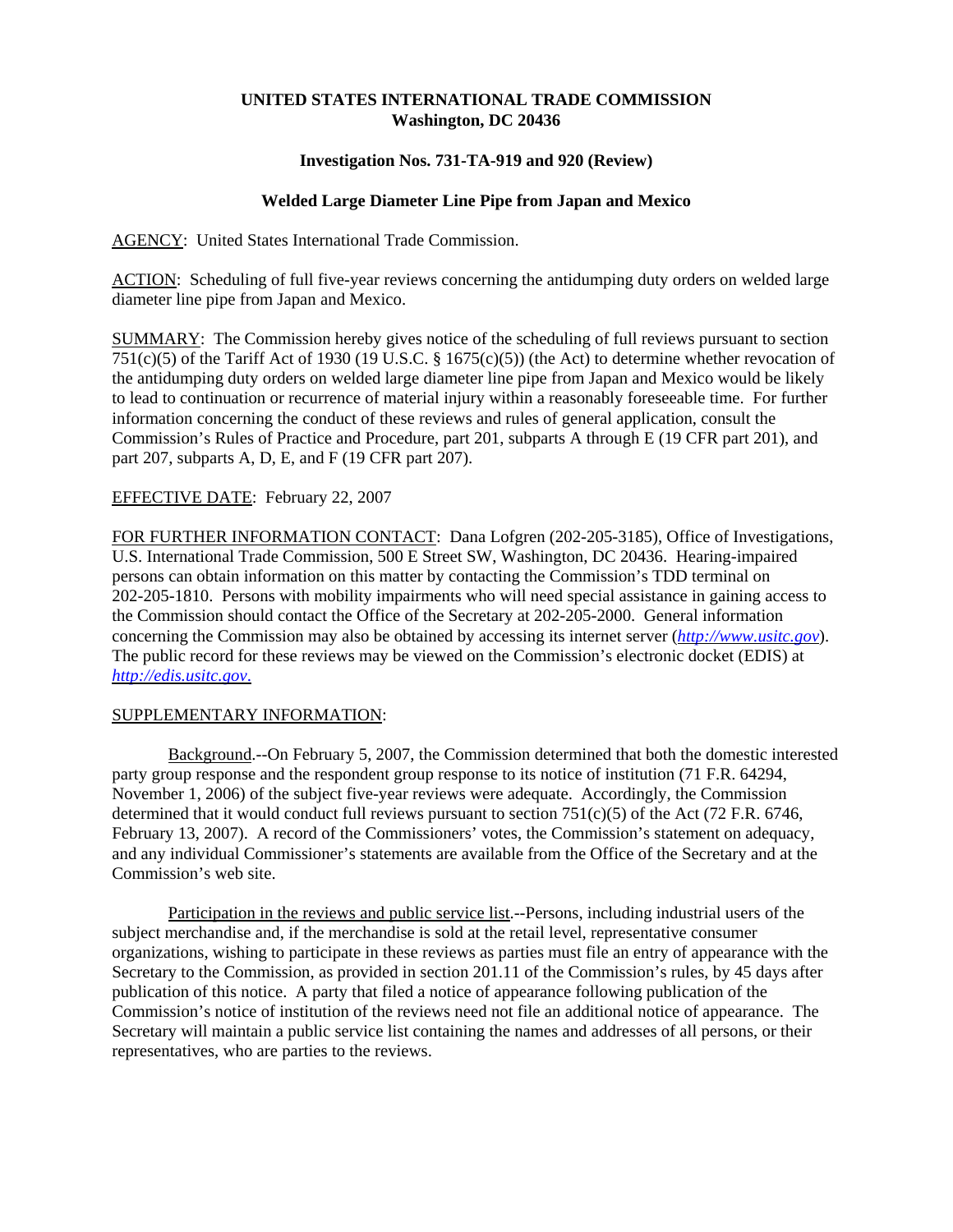**UNITED STATES INTERNATIONAL TRADE COMMISSION**
**Washington, DC 20436**

**Investigation Nos. 731-TA-919 and 920 (Review)**

**Welded Large Diameter Line Pipe from Japan and Mexico**

AGENCY: United States International Trade Commission.

ACTION: Scheduling of full five-year reviews concerning the antidumping duty orders on welded large diameter line pipe from Japan and Mexico.

SUMMARY: The Commission hereby gives notice of the scheduling of full reviews pursuant to section 751(c)(5) of the Tariff Act of 1930 (19 U.S.C. § 1675(c)(5)) (the Act) to determine whether revocation of the antidumping duty orders on welded large diameter line pipe from Japan and Mexico would be likely to lead to continuation or recurrence of material injury within a reasonably foreseeable time. For further information concerning the conduct of these reviews and rules of general application, consult the Commission's Rules of Practice and Procedure, part 201, subparts A through E (19 CFR part 201), and part 207, subparts A, D, E, and F (19 CFR part 207).

EFFECTIVE DATE: February 22, 2007

FOR FURTHER INFORMATION CONTACT: Dana Lofgren (202-205-3185), Office of Investigations, U.S. International Trade Commission, 500 E Street SW, Washington, DC 20436. Hearing-impaired persons can obtain information on this matter by contacting the Commission's TDD terminal on 202-205-1810. Persons with mobility impairments who will need special assistance in gaining access to the Commission should contact the Office of the Secretary at 202-205-2000. General information concerning the Commission may also be obtained by accessing its internet server (*http://www.usitc.gov*). The public record for these reviews may be viewed on the Commission's electronic docket (EDIS) at *http://edis.usitc.gov*.

SUPPLEMENTARY INFORMATION:

Background.--On February 5, 2007, the Commission determined that both the domestic interested party group response and the respondent group response to its notice of institution (71 F.R. 64294, November 1, 2006) of the subject five-year reviews were adequate. Accordingly, the Commission determined that it would conduct full reviews pursuant to section 751(c)(5) of the Act (72 F.R. 6746, February 13, 2007). A record of the Commissioners' votes, the Commission's statement on adequacy, and any individual Commissioner's statements are available from the Office of the Secretary and at the Commission's web site.

Participation in the reviews and public service list.--Persons, including industrial users of the subject merchandise and, if the merchandise is sold at the retail level, representative consumer organizations, wishing to participate in these reviews as parties must file an entry of appearance with the Secretary to the Commission, as provided in section 201.11 of the Commission's rules, by 45 days after publication of this notice. A party that filed a notice of appearance following publication of the Commission's notice of institution of the reviews need not file an additional notice of appearance. The Secretary will maintain a public service list containing the names and addresses of all persons, or their representatives, who are parties to the reviews.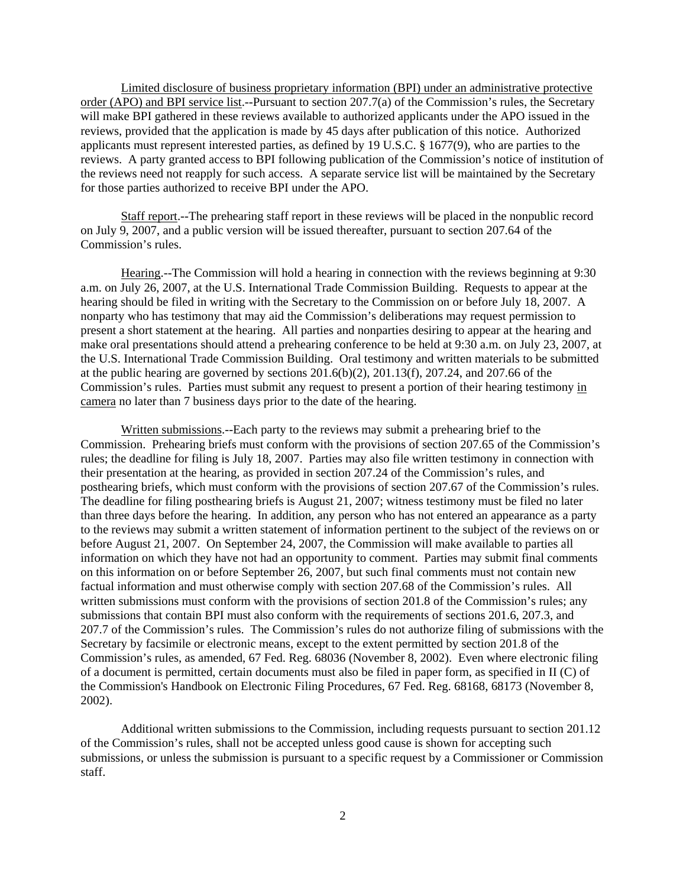Limited disclosure of business proprietary information (BPI) under an administrative protective order (APO) and BPI service list.--Pursuant to section 207.7(a) of the Commission's rules, the Secretary will make BPI gathered in these reviews available to authorized applicants under the APO issued in the reviews, provided that the application is made by 45 days after publication of this notice. Authorized applicants must represent interested parties, as defined by 19 U.S.C. § 1677(9), who are parties to the reviews. A party granted access to BPI following publication of the Commission's notice of institution of the reviews need not reapply for such access. A separate service list will be maintained by the Secretary for those parties authorized to receive BPI under the APO.

Staff report.--The prehearing staff report in these reviews will be placed in the nonpublic record on July 9, 2007, and a public version will be issued thereafter, pursuant to section 207.64 of the Commission's rules.

Hearing.--The Commission will hold a hearing in connection with the reviews beginning at 9:30 a.m. on July 26, 2007, at the U.S. International Trade Commission Building. Requests to appear at the hearing should be filed in writing with the Secretary to the Commission on or before July 18, 2007. A nonparty who has testimony that may aid the Commission's deliberations may request permission to present a short statement at the hearing. All parties and nonparties desiring to appear at the hearing and make oral presentations should attend a prehearing conference to be held at 9:30 a.m. on July 23, 2007, at the U.S. International Trade Commission Building. Oral testimony and written materials to be submitted at the public hearing are governed by sections 201.6(b)(2), 201.13(f), 207.24, and 207.66 of the Commission's rules. Parties must submit any request to present a portion of their hearing testimony in camera no later than 7 business days prior to the date of the hearing.

Written submissions.--Each party to the reviews may submit a prehearing brief to the Commission. Prehearing briefs must conform with the provisions of section 207.65 of the Commission's rules; the deadline for filing is July 18, 2007. Parties may also file written testimony in connection with their presentation at the hearing, as provided in section 207.24 of the Commission's rules, and posthearing briefs, which must conform with the provisions of section 207.67 of the Commission's rules. The deadline for filing posthearing briefs is August 21, 2007; witness testimony must be filed no later than three days before the hearing. In addition, any person who has not entered an appearance as a party to the reviews may submit a written statement of information pertinent to the subject of the reviews on or before August 21, 2007. On September 24, 2007, the Commission will make available to parties all information on which they have not had an opportunity to comment. Parties may submit final comments on this information on or before September 26, 2007, but such final comments must not contain new factual information and must otherwise comply with section 207.68 of the Commission's rules. All written submissions must conform with the provisions of section 201.8 of the Commission's rules; any submissions that contain BPI must also conform with the requirements of sections 201.6, 207.3, and 207.7 of the Commission's rules. The Commission's rules do not authorize filing of submissions with the Secretary by facsimile or electronic means, except to the extent permitted by section 201.8 of the Commission's rules, as amended, 67 Fed. Reg. 68036 (November 8, 2002). Even where electronic filing of a document is permitted, certain documents must also be filed in paper form, as specified in II (C) of the Commission's Handbook on Electronic Filing Procedures, 67 Fed. Reg. 68168, 68173 (November 8, 2002).

Additional written submissions to the Commission, including requests pursuant to section 201.12 of the Commission's rules, shall not be accepted unless good cause is shown for accepting such submissions, or unless the submission is pursuant to a specific request by a Commissioner or Commission staff.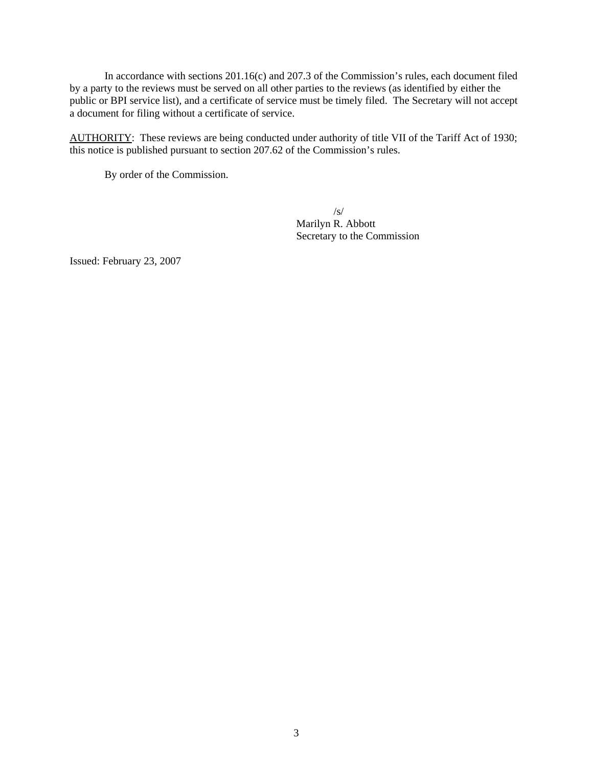In accordance with sections 201.16(c) and 207.3 of the Commission's rules, each document filed by a party to the reviews must be served on all other parties to the reviews (as identified by either the public or BPI service list), and a certificate of service must be timely filed. The Secretary will not accept a document for filing without a certificate of service.

AUTHORITY: These reviews are being conducted under authority of title VII of the Tariff Act of 1930; this notice is published pursuant to section 207.62 of the Commission's rules.

By order of the Commission.

/s/
Marilyn R. Abbott
Secretary to the Commission

Issued: February 23, 2007